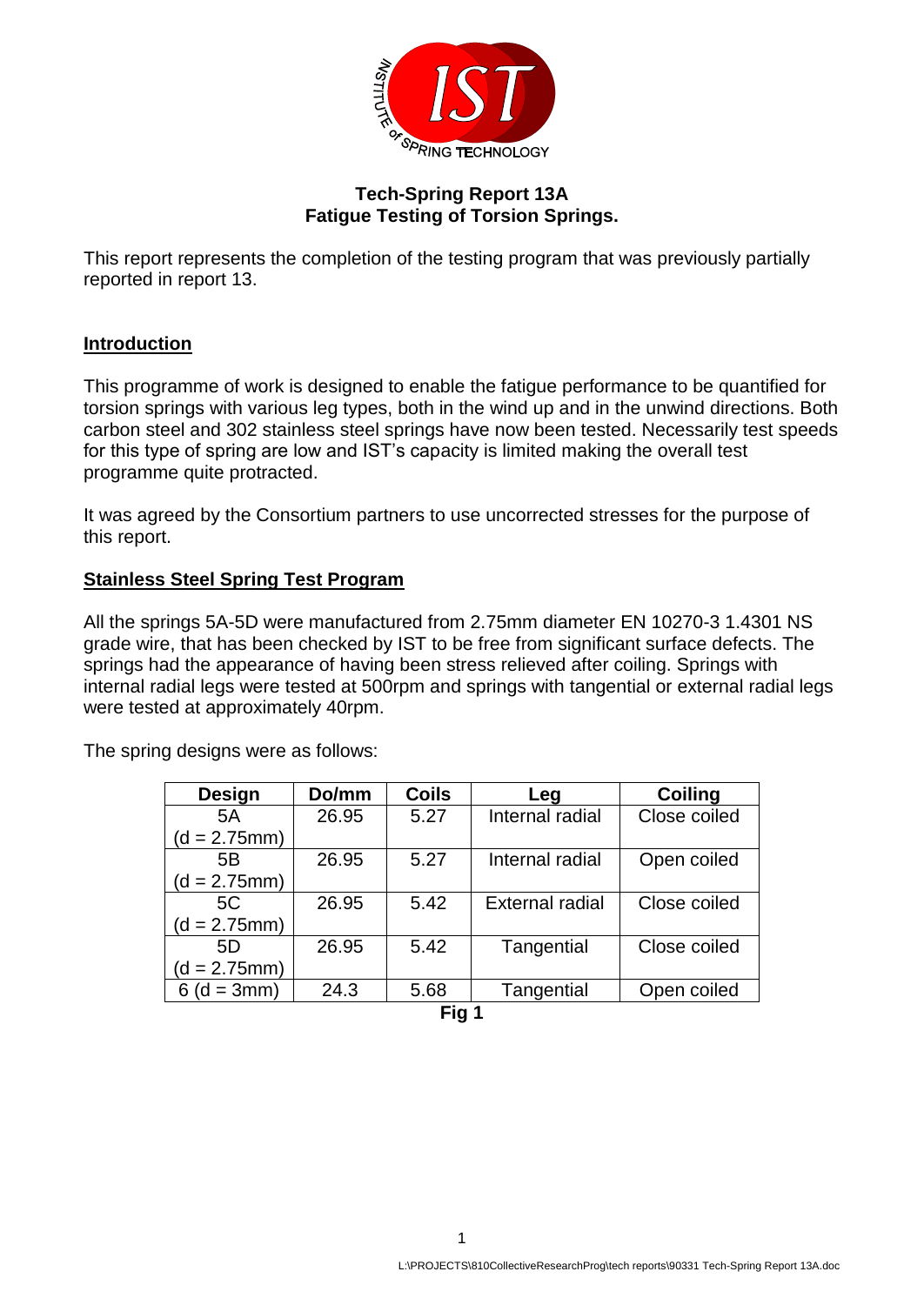# Tech-Spring Report 13A
## Fatigue Testing of Torsion Springs.

This report represents the completion of the testing program that was previously partially reported in report 13.

## Introduction

This programme of work is designed to enable the fatigue performance to be quantified for torsion springs with various leg types, both in the wind up and in the unwind directions. Both carbon steel and 302 stainless steel springs have now been tested. Necessarily test speeds for this type of spring are low and IST's capacity is limited making the overall test programme quite protracted.

It was agreed by the Consortium partners to use uncorrected stresses for the purpose of this report.

## Stainless Steel Spring Test Program

All the springs 5A-5D were manufactured from 2.75mm diameter EN 10270-3 1.4301 NS grade wire, that has been checked by IST to be free from significant surface defects. The springs had the appearance of having been stress relieved after coiling. Springs with internal radial legs were tested at 500rpm and springs with tangential or external radial legs were tested at approximately 40rpm.

The spring designs were as follows:

| Design | Do/mm | Coils | Leg | Coiling |
|---|---|---|---|---|
| 5A (d = 2.75mm) | 26.95 | 5.27 | Internal radial | Close coiled |
| 5B (d = 2.75mm) | 26.95 | 5.27 | Internal radial | Open coiled |
| 5C (d = 2.75mm) | 26.95 | 5.42 | External radial | Close coiled |
| 5D (d = 2.75mm) | 26.95 | 5.42 | Tangential | Close coiled |
| 6 (d = 3mm) | 24.3 | 5.68 | Tangential | Open coiled |

**Fig 1**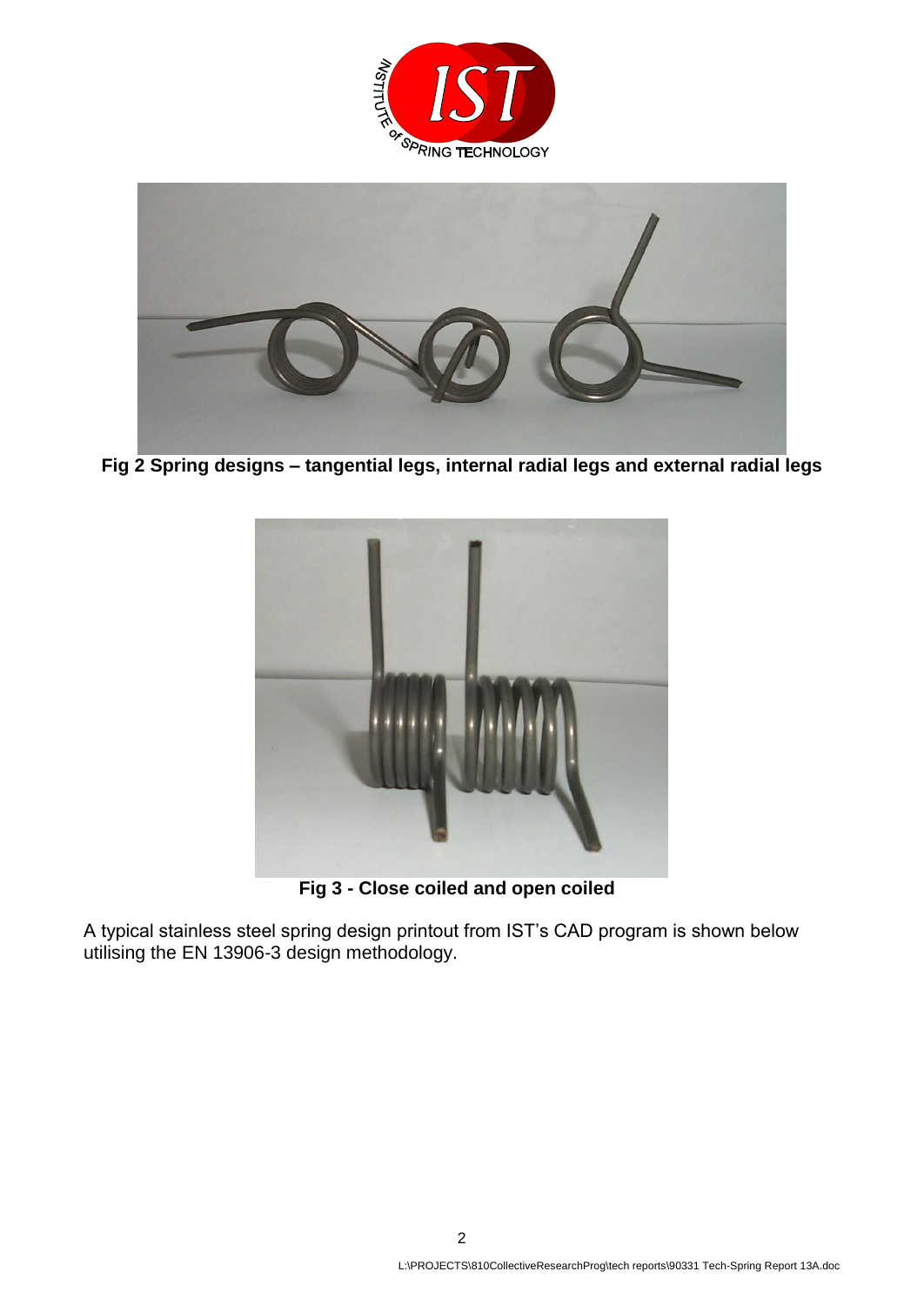**Fig 2 Spring designs – tangential legs, internal radial legs and external radial legs**

**Fig 3 - Close coiled and open coiled**

A typical stainless steel spring design printout from IST's CAD program is shown below utilising the EN 13906-3 design methodology.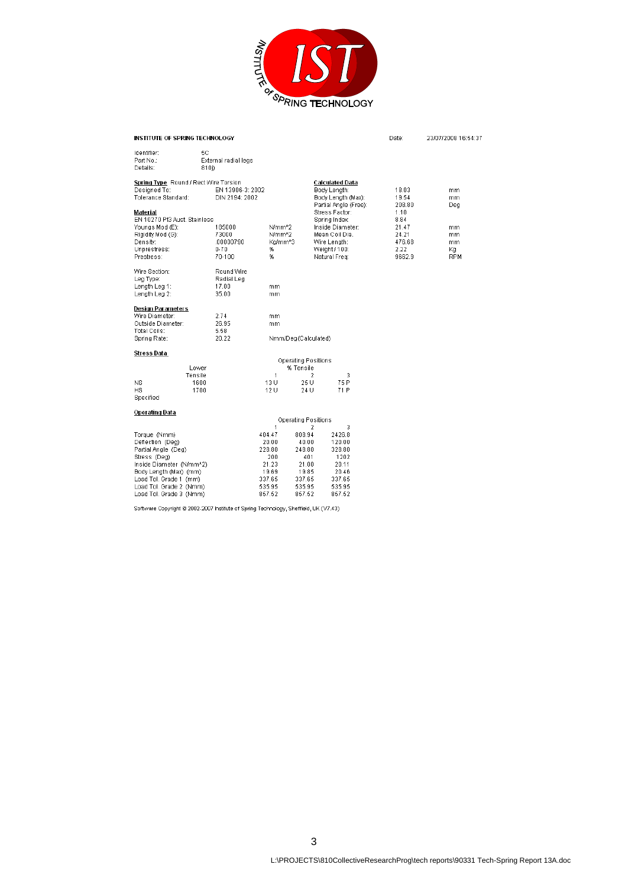**INSTITUTE OF SPRING TECHNOLOGY** Date: 23/07/2008 16:54:37

| | |
|---|---|
| Identifier: | 5C |
| Part No.: | External radial legs |
| Details: | 810) |

**Spring Type** Round / Rect Wire Torsion

| | | |
|---|---|---|
| Designed To: | EN 13906-3: 2002 | |
| Tolerance Standard: | DIN 2194: 2002 | |

**Material**

EN 10270 Pt3 Aust. Stainless

| | | |
|---|---|---|
| Youngs Mod (E): | 185000 | N/mm^2 |
| Rigidity Mod (G): | 73000 | N/mm^2 |
| Density: | .00000790 | Kg/mm^3 |
| Unprestress: | 0-70 | % |
| Prestress: | 70-100 | % |
| Wire Section: | Round Wire | |
| Leg Type: | Radial Leg | |
| Length Leg 1: | 17.00 | mm |
| Length Leg 2: | 35.00 | mm |

**Calculated Data**

| | | |
|---|---|---|
| Body Length: | 18.03 | mm |
| Body Length (Max): | 19.54 | mm |
| Partial Angle (Free): | 208.80 | Deg |
| Stress Factor: | 1.10 | |
| Spring Index: | 8.84 | |
| Inside Diameter: | 21.47 | mm |
| Mean Coil Dia.: | 24.21 | mm |
| Wire Length: | 476.68 | mm |
| Weight / 100: | 2.22 | Kg |
| Natural Freq: | 9662.9 | RPM |

**Design Parameters**

| | | |
|---|---|---|
| Wire Diameter: | 2.74 | mm |
| Outside Diameter: | 26.95 | mm |
| Total Coils: | 5.58 | |
| Spring Rate: | 20.22 | Nmm/Deg(Calculated) |

**Stress Data**

| | Lower Tensile | Operating Positions % Tensile 1 | 2 | 3 |
|---|---|---|---|---|
| NS | 1600 | 13 U | 25 U | 75 P |
| HS | 1700 | 12 U | 24 U | 71 P |
| Specified | | | | |

**Operating Data**

| | Operating Positions 1 | 2 | 3 |
|---|---|---|---|
| Torque (Nmm) | 404.47 | 808.94 | 2426.8 |
| Deflection (Deg) | 20.00 | 40.00 | 120.00 |
| Partial Angle (Deg) | 228.80 | 248.80 | 328.80 |
| Stress (Deg) | 200 | 401 | 1202 |
| Inside Diameter (N/mm^2) | 21.23 | 21.00 | 20.11 |
| Body Length (Max) (mm) | 19.69 | 19.85 | 20.46 |
| Load Tol. Grade 1 (mm) | 337.65 | 337.65 | 337.65 |
| Load Tol. Grade 2 (Nmm) | 535.95 | 535.95 | 535.95 |
| Load Tol. Grade 3 (Nmm) | 857.52 | 857.52 | 857.52 |

Software Copyright © 2002-2007 Institute of Spring Technology, Sheffield, UK (V7.43)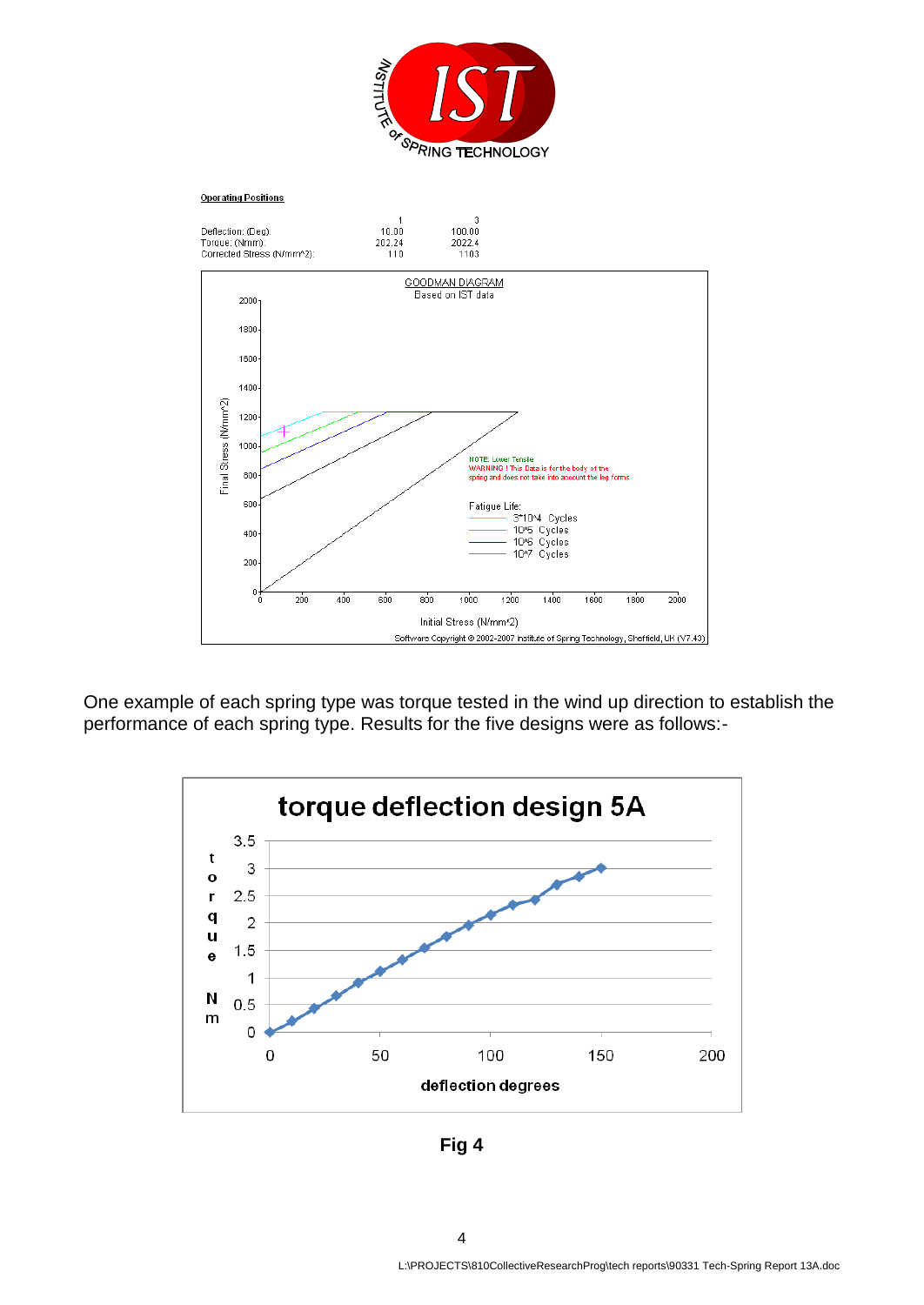**Operating Positions**

| | 1 | 3 |
|---|---|---|
| Deflection: (Deg): | 10.00 | 100.00 |
| Torque: (Nmm): | 202.24 | 2022.4 |
| Corrected Stress (N/mm^2): | 110 | 1103 |

GOODMAN DIAGRAM
Based on IST data

NOTE: Lower Tensile
WARNING ! This Data is for the body of the spring and does not take into account the leg forms

Fatigue Life:
- 3*10^4 Cycles
- 10^5 Cycles
- 10^6 Cycles
- 10^7 Cycles

Initial Stress (N/mm^2)

Final Stress (N/mm^2)

Software Copyright © 2002-2007 Institute of Spring Technology, Sheffield, UK (V7.43)

One example of each spring type was torque tested in the wind up direction to establish the performance of each spring type. Results for the five designs were as follows:-

torque deflection design 5A

**Fig 4**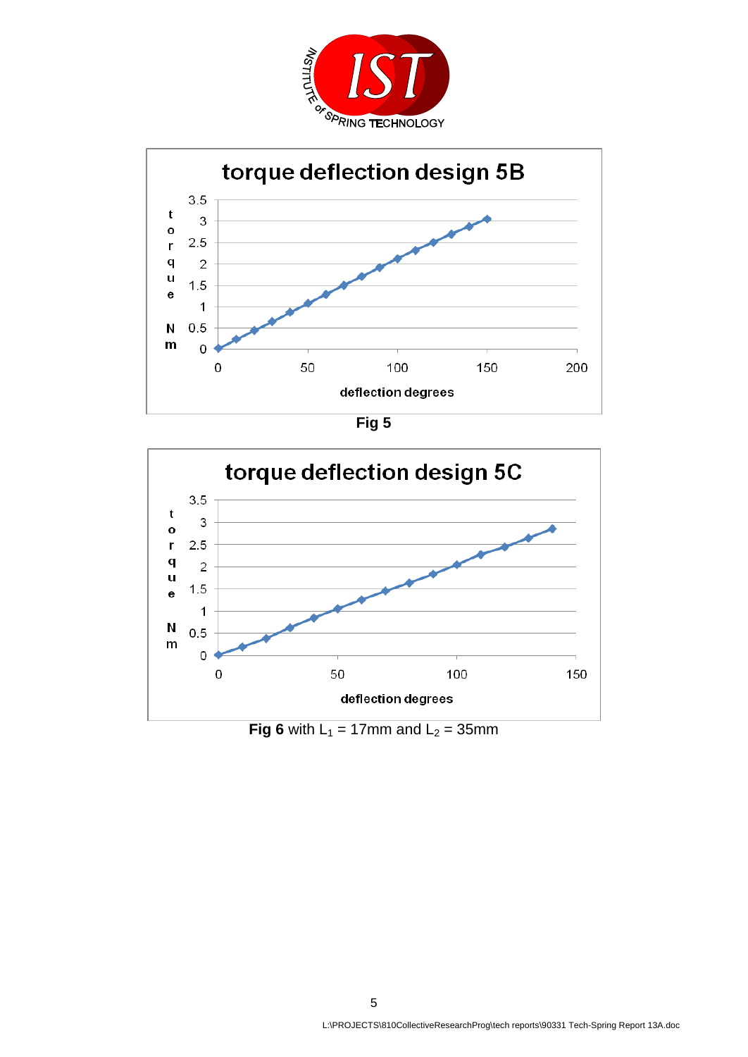**torque deflection design 5B**

**Fig 5**

**torque deflection design 5C**

**Fig 6** with $L_1$ = 17mm and $L_2$ = 35mm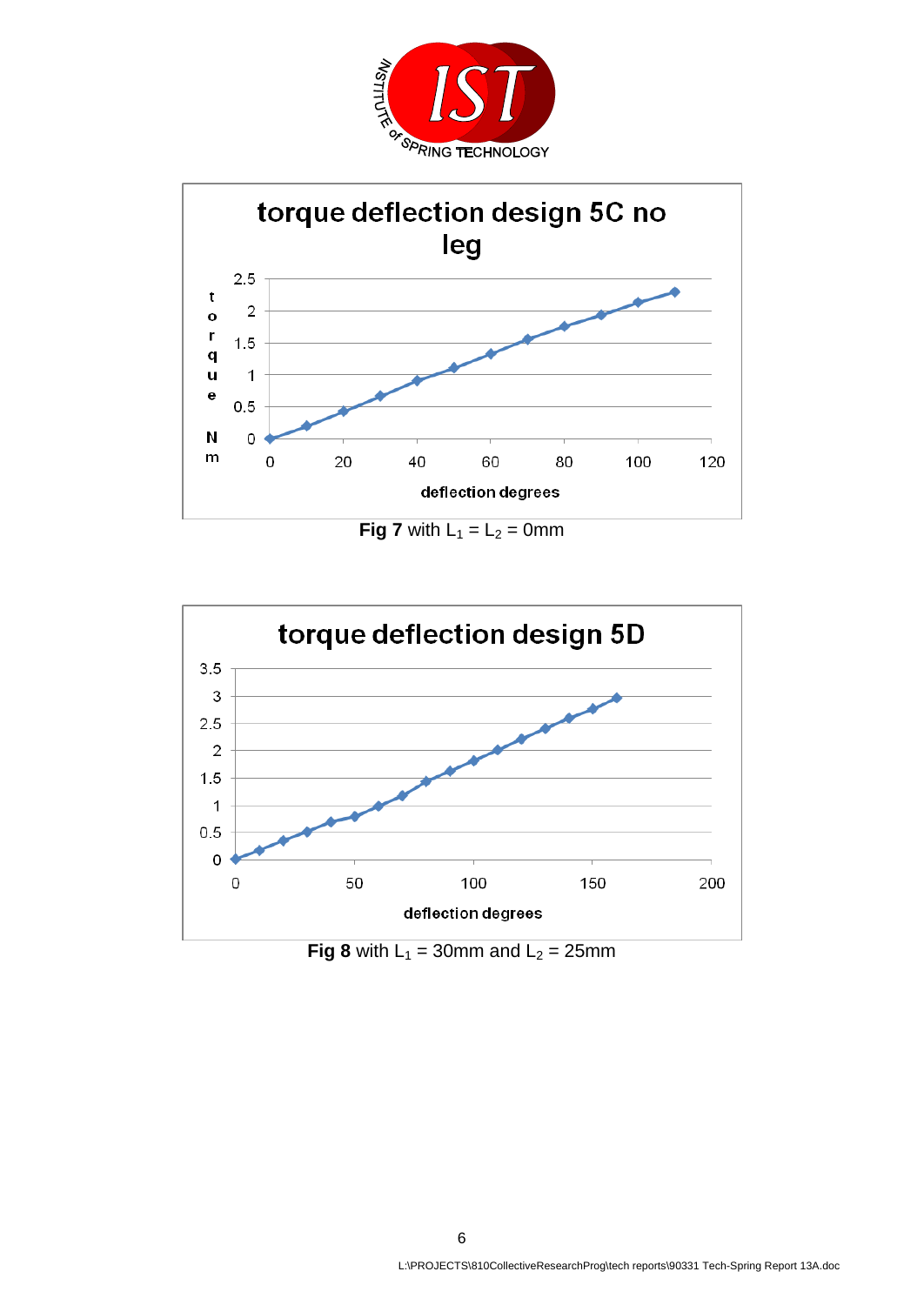**Fig 7** with $L_1 = L_2 = 0\text{mm}$

**Fig 8** with $L_1 = 30\text{mm}$ and $L_2 = 25\text{mm}$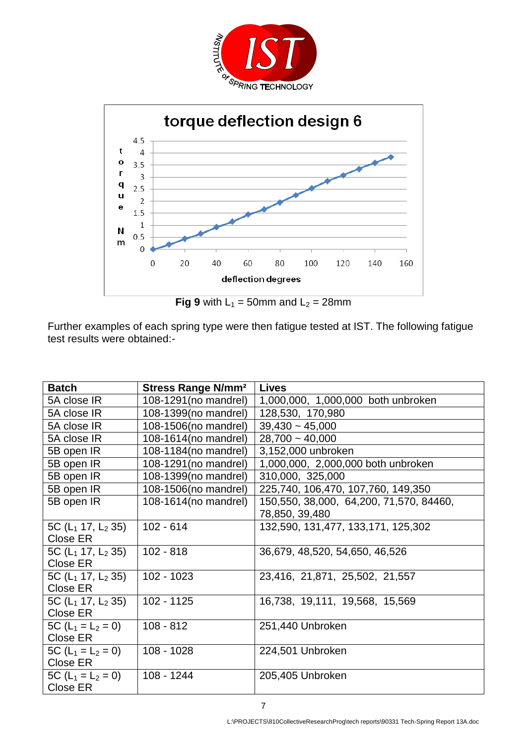**Fig 9** with $L_1$ = 50mm and $L_2$ = 28mm

Further examples of each spring type were then fatigue tested at IST. The following fatigue test results were obtained:-

| Batch | Stress Range N/mm² | Lives |
|---|---|---|
| 5A close IR | 108-1291(no mandrel) | 1,000,000, 1,000,000 both unbroken |
| 5A close IR | 108-1399(no mandrel) | 128,530, 170,980 |
| 5A close IR | 108-1506(no mandrel) | 39,430 ~ 45,000 |
| 5A close IR | 108-1614(no mandrel) | 28,700 ~ 40,000 |
| 5B open IR | 108-1184(no mandrel) | 3,152,000 unbroken |
| 5B open IR | 108-1291(no mandrel) | 1,000,000, 2,000,000 both unbroken |
| 5B open IR | 108-1399(no mandrel) | 310,000, 325,000 |
| 5B open IR | 108-1506(no mandrel) | 225,740, 106,470, 107,760, 149,350 |
| 5B open IR | 108-1614(no mandrel) | 150,550, 38,000, 64,200, 71,570, 84460, 78,850, 39,480 |
| 5C ($L_1$ 17, $L_2$ 35) Close ER | 102 - 614 | 132,590, 131,477, 133,171, 125,302 |
| 5C ($L_1$ 17, $L_2$ 35) Close ER | 102 - 818 | 36,679, 48,520, 54,650, 46,526 |
| 5C ($L_1$ 17, $L_2$ 35) Close ER | 102 - 1023 | 23,416, 21,871, 25,502, 21,557 |
| 5C ($L_1$ 17, $L_2$ 35) Close ER | 102 - 1125 | 16,738, 19,111, 19,568, 15,569 |
| 5C ($L_1 = L_2 = 0$) Close ER | 108 - 812 | 251,440 Unbroken |
| 5C ($L_1 = L_2 = 0$) Close ER | 108 - 1028 | 224,501 Unbroken |
| 5C ($L_1 = L_2 = 0$) Close ER | 108 - 1244 | 205,405 Unbroken |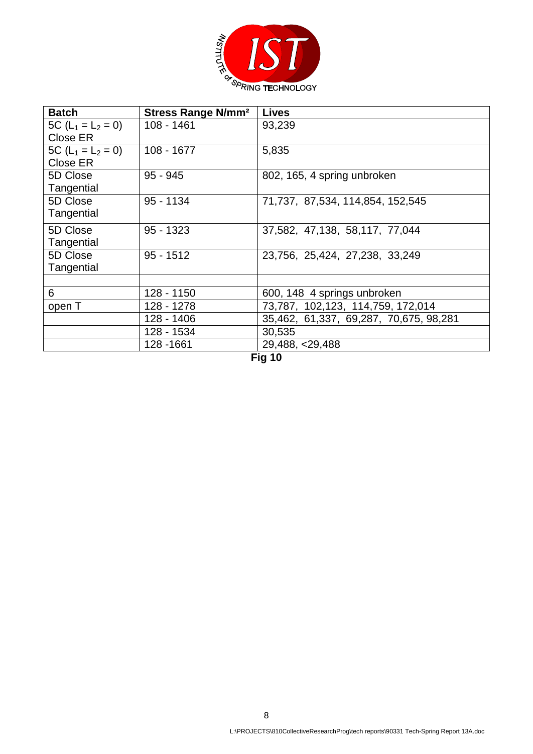| Batch | Stress Range N/mm² | Lives |
| --- | --- | --- |
| 5C ($L_1 = L_2 = 0$) Close ER | 108 - 1461 | 93,239 |
| 5C ($L_1 = L_2 = 0$) Close ER | 108 - 1677 | 5,835 |
| 5D Close Tangential | 95 - 945 | 802, 165, 4 spring unbroken |
| 5D Close Tangential | 95 - 1134 | 71,737, 87,534, 114,854, 152,545 |
| 5D Close Tangential | 95 - 1323 | 37,582, 47,138, 58,117, 77,044 |
| 5D Close Tangential | 95 - 1512 | 23,756, 25,424, 27,238, 33,249 |
| | | |
| 6 | 128 - 1150 | 600, 148 4 springs unbroken |
| open T | 128 - 1278 | 73,787, 102,123, 114,759, 172,014 |
| | 128 - 1406 | 35,462, 61,337, 69,287, 70,675, 98,281 |
| | 128 - 1534 | 30,535 |
| | 128 -1661 | 29,488, <29,488 |

**Fig 10**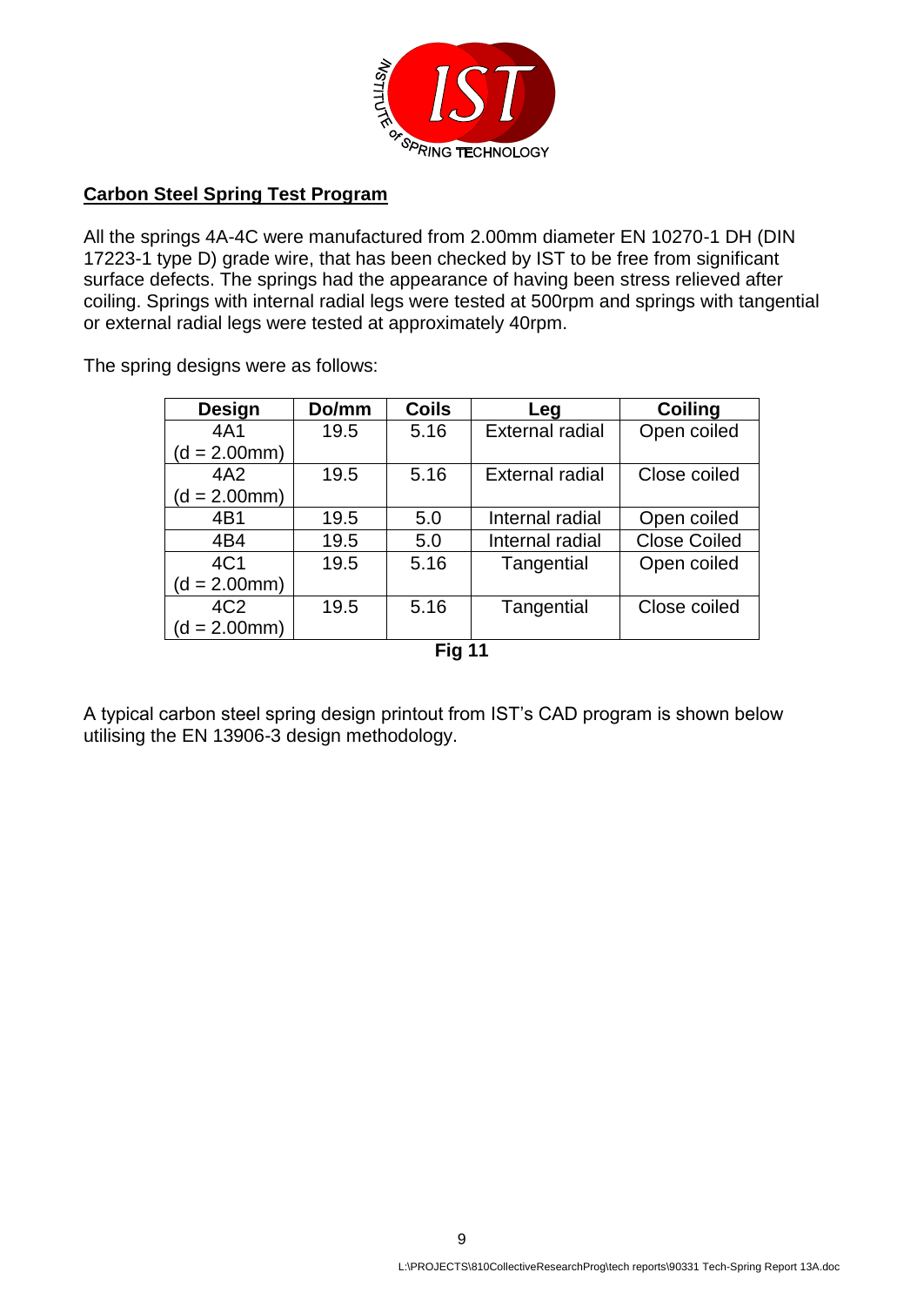## Carbon Steel Spring Test Program

All the springs 4A-4C were manufactured from 2.00mm diameter EN 10270-1 DH (DIN 17223-1 type D) grade wire, that has been checked by IST to be free from significant surface defects. The springs had the appearance of having been stress relieved after coiling. Springs with internal radial legs were tested at 500rpm and springs with tangential or external radial legs were tested at approximately 40rpm.

The spring designs were as follows:

| Design | Do/mm | Coils | Leg | Coiling |
|---|---|---|---|---|
| 4A1 (d = 2.00mm) | 19.5 | 5.16 | External radial | Open coiled |
| 4A2 (d = 2.00mm) | 19.5 | 5.16 | External radial | Close coiled |
| 4B1 | 19.5 | 5.0 | Internal radial | Open coiled |
| 4B4 | 19.5 | 5.0 | Internal radial | Close Coiled |
| 4C1 (d = 2.00mm) | 19.5 | 5.16 | Tangential | Open coiled |
| 4C2 (d = 2.00mm) | 19.5 | 5.16 | Tangential | Close coiled |

**Fig 11**

A typical carbon steel spring design printout from IST's CAD program is shown below utilising the EN 13906-3 design methodology.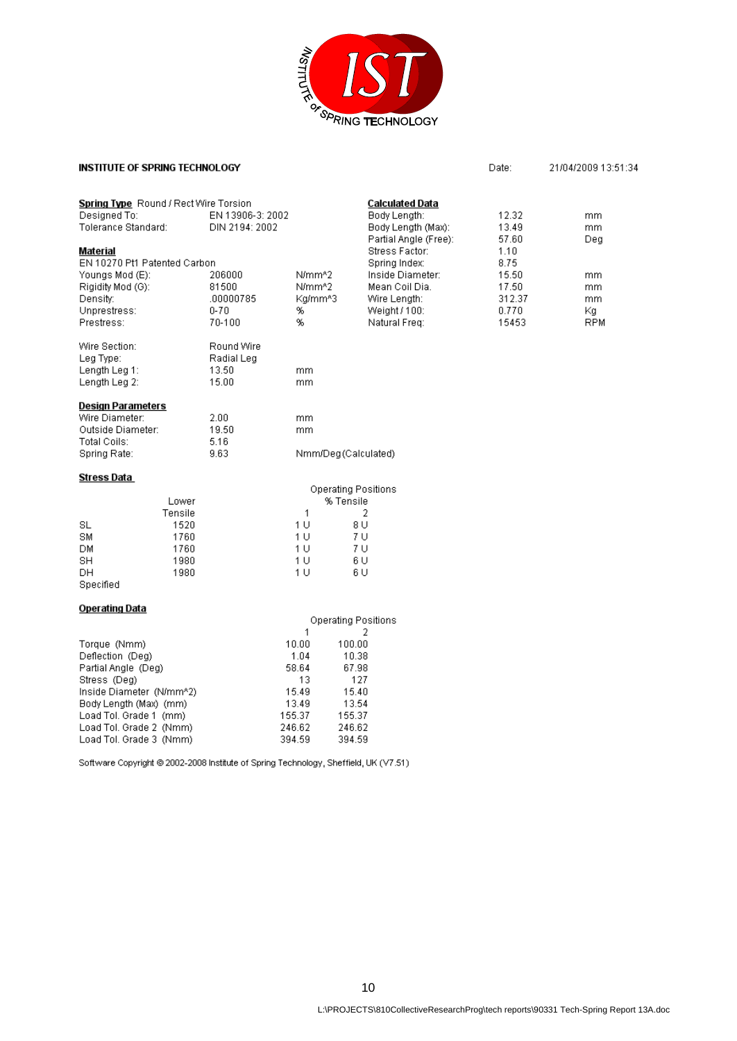INSTITUTE OF SPRING TECHNOLOGY

**INSTITUTE OF SPRING TECHNOLOGY** Date: 21/04/2009 13:51:34

**Spring Type** Round / Rect Wire Torsion

| | | |
|---|---|---|
| Designed To: | EN 13906-3: 2002 | |
| Tolerance Standard: | DIN 2194: 2002 | |

**Material**

EN 10270 Pt1 Patented Carbon

| | | |
|---|---|---|
| Youngs Mod (E): | 206000 | N/mm^2 |
| Rigidity Mod (G): | 81500 | N/mm^2 |
| Density: | .00000785 | Kg/mm^3 |
| Unprestress: | 0-70 | % |
| Prestress: | 70-100 | % |

| | | |
|---|---|---|
| Wire Section: | Round Wire | |
| Leg Type: | Radial Leg | |
| Length Leg 1: | 13.50 | mm |
| Length Leg 2: | 15.00 | mm |

**Calculated Data**

| | | |
|---|---|---|
| Body Length: | 12.32 | mm |
| Body Length (Max): | 13.49 | mm |
| Partial Angle (Free): | 57.60 | Deg |
| Stress Factor: | 1.10 | |
| Spring Index: | 8.75 | |
| Inside Diameter: | 15.50 | mm |
| Mean Coil Dia. | 17.50 | mm |
| Wire Length: | 312.37 | mm |
| Weight / 100: | 0.770 | Kg |
| Natural Freq: | 15453 | RPM |

**Design Parameters**

| | | |
|---|---|---|
| Wire Diameter: | 2.00 | mm |
| Outside Diameter: | 19.50 | mm |
| Total Coils: | 5.16 | |
| Spring Rate: | 9.63 | Nmm/Deg (Calculated) |

**Stress Data**

| | Lower Tensile | Operating Positions % Tensile 1 | 2 |
|---|---|---|---|
| SL | 1520 | 1 U | 8 U |
| SM | 1760 | 1 U | 7 U |
| DM | 1760 | 1 U | 7 U |
| SH | 1980 | 1 U | 6 U |
| DH | 1980 | 1 U | 6 U |
| Specified | | | |

**Operating Data**

| | Operating Positions 1 | 2 |
|---|---|---|
| Torque (Nmm) | 10.00 | 100.00 |
| Deflection (Deg) | 1.04 | 10.38 |
| Partial Angle (Deg) | 58.64 | 67.98 |
| Stress (Deg) | 13 | 127 |
| Inside Diameter (N/mm^2) | 15.49 | 15.40 |
| Body Length (Max) (mm) | 13.49 | 13.54 |
| Load Tol. Grade 1 (mm) | 155.37 | 155.37 |
| Load Tol. Grade 2 (Nmm) | 246.62 | 246.62 |
| Load Tol. Grade 3 (Nmm) | 394.59 | 394.59 |

Software Copyright © 2002-2008 Institute of Spring Technology, Sheffield, UK (V7.51)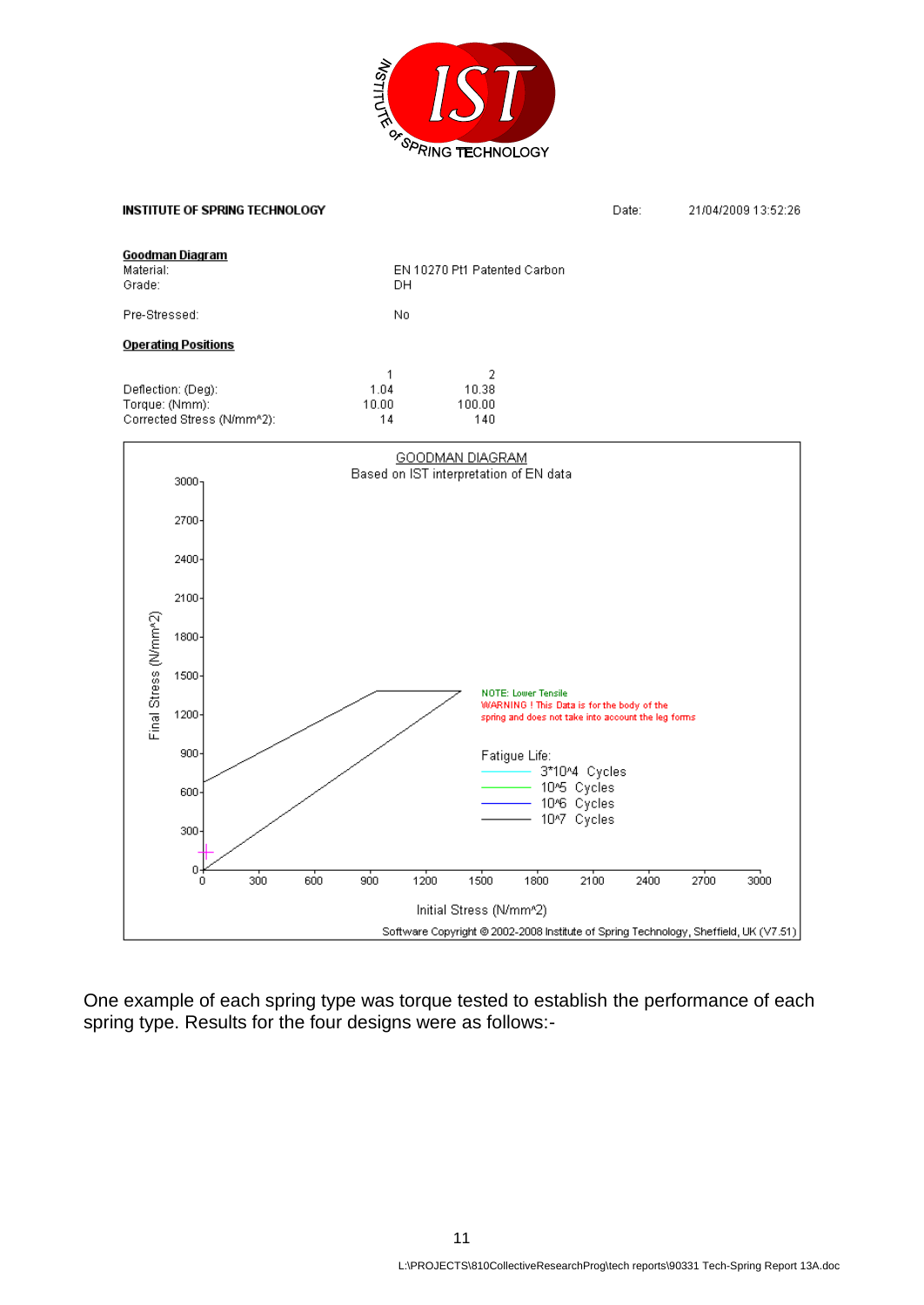INSTITUTE OF SPRING TECHNOLOGY

Date: 21/04/2009 13:52:26

**Goodman Diagram**

| | |
|---|---|
| Material: | EN 10270 Pt1 Patented Carbon |
| Grade: | DH |
| Pre-Stressed: | No |

**Operating Positions**

| | 1 | 2 |
|---|---|---|
| Deflection: (Deg): | 1.04 | 10.38 |
| Torque: (Nmm): | 10.00 | 100.00 |
| Corrected Stress (N/mm^2): | 14 | 140 |

GOODMAN DIAGRAM

Based on IST interpretation of EN data

NOTE: Lower Tensile

WARNING ! This Data is for the body of the spring and does not take into account the leg forms

Fatigue Life:
- 3*10^4 Cycles
- 10^5 Cycles
- 10^6 Cycles
- 10^7 Cycles

Final Stress (N/mm^2) vs Initial Stress (N/mm^2)

Software Copyright © 2002-2008 Institute of Spring Technology, Sheffield, UK (V7.51)

One example of each spring type was torque tested to establish the performance of each spring type. Results for the four designs were as follows:-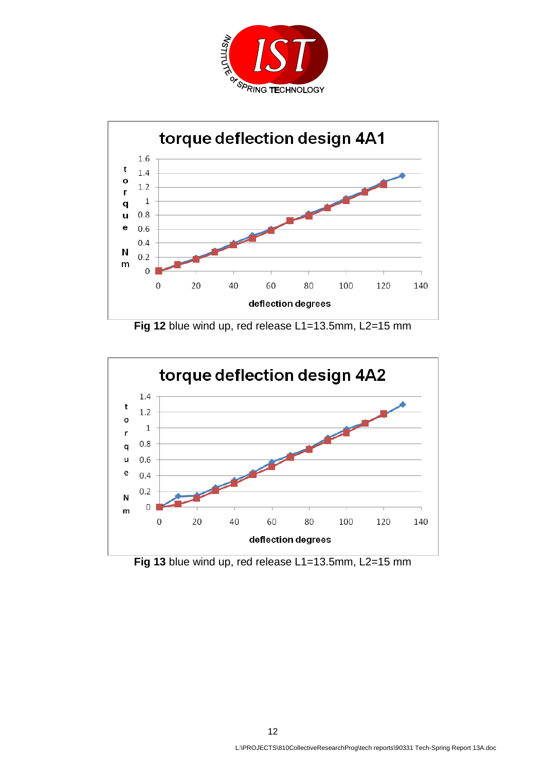**Fig 12** blue wind up, red release L1=13.5mm, L2=15 mm

**Fig 13** blue wind up, red release L1=13.5mm, L2=15 mm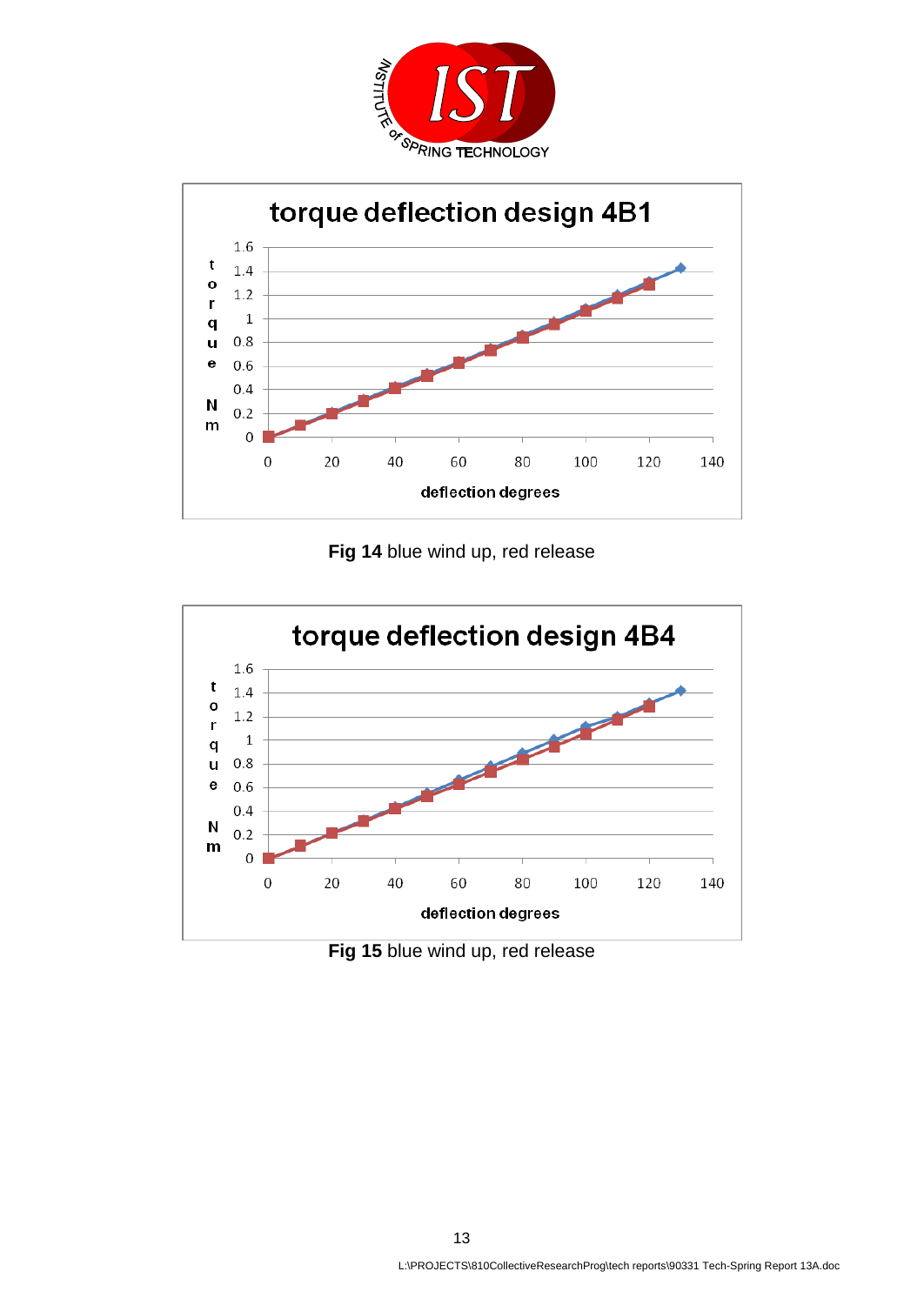**torque deflection design 4B1**

**Fig 14** blue wind up, red release

**torque deflection design 4B4**

**Fig 15** blue wind up, red release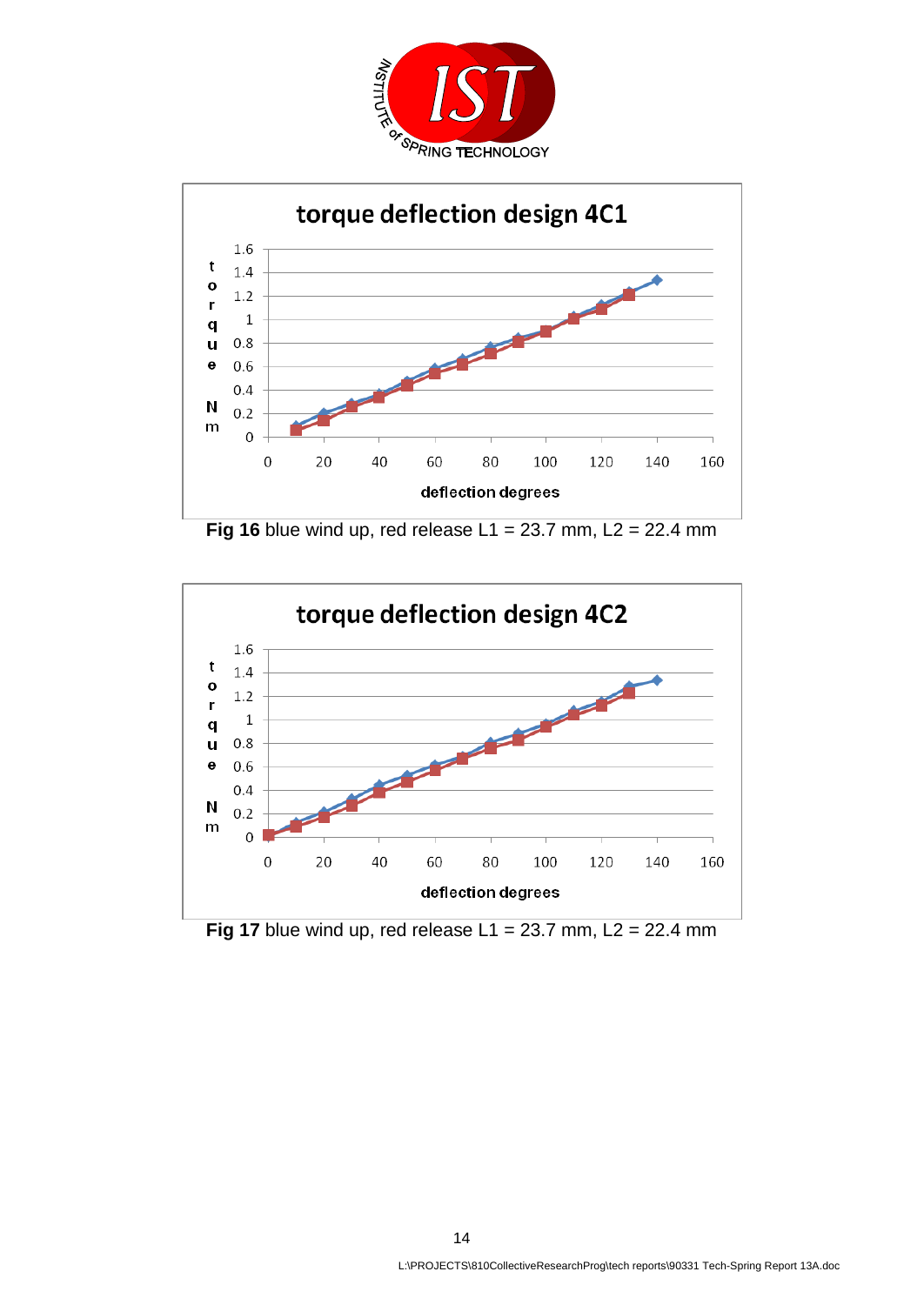**Fig 16** blue wind up, red release L1 = 23.7 mm, L2 = 22.4 mm

**Fig 17** blue wind up, red release L1 = 23.7 mm, L2 = 22.4 mm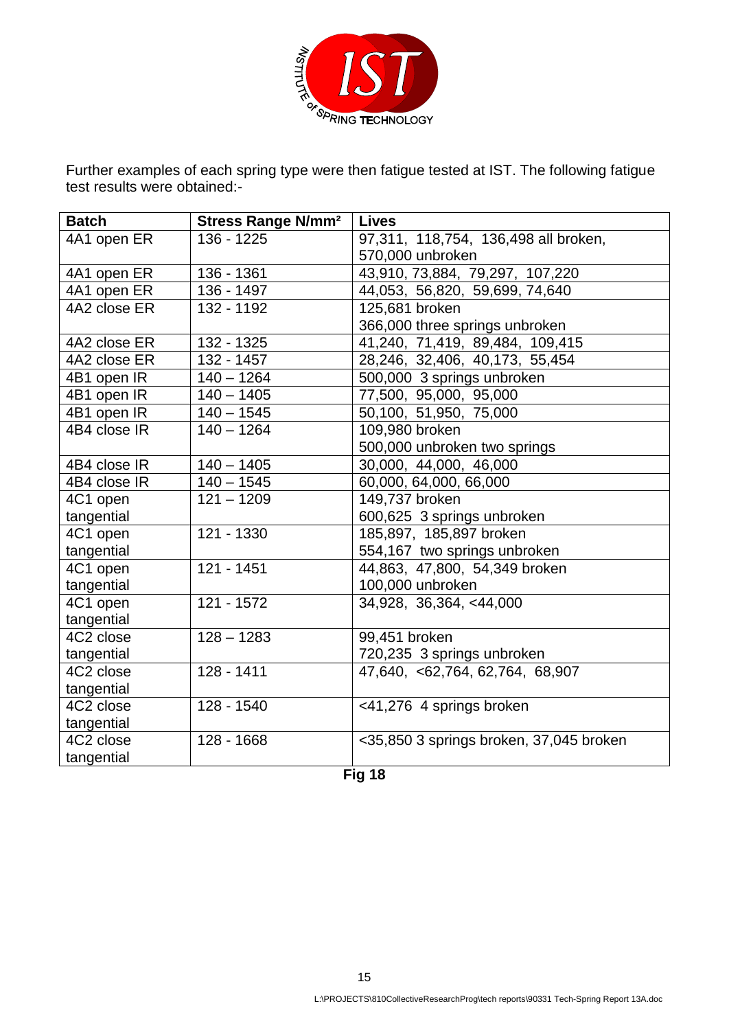Further examples of each spring type were then fatigue tested at IST. The following fatigue test results were obtained:-

| Batch | Stress Range N/mm² | Lives |
|---|---|---|
| 4A1 open ER | 136 - 1225 | 97,311, 118,754, 136,498 all broken, 570,000 unbroken |
| 4A1 open ER | 136 - 1361 | 43,910, 73,884, 79,297, 107,220 |
| 4A1 open ER | 136 - 1497 | 44,053, 56,820, 59,699, 74,640 |
| 4A2 close ER | 132 - 1192 | 125,681 broken 366,000 three springs unbroken |
| 4A2 close ER | 132 - 1325 | 41,240, 71,419, 89,484, 109,415 |
| 4A2 close ER | 132 - 1457 | 28,246, 32,406, 40,173, 55,454 |
| 4B1 open IR | 140 – 1264 | 500,000 3 springs unbroken |
| 4B1 open IR | 140 – 1405 | 77,500, 95,000, 95,000 |
| 4B1 open IR | 140 – 1545 | 50,100, 51,950, 75,000 |
| 4B4 close IR | 140 – 1264 | 109,980 broken 500,000 unbroken two springs |
| 4B4 close IR | 140 – 1405 | 30,000, 44,000, 46,000 |
| 4B4 close IR | 140 – 1545 | 60,000, 64,000, 66,000 |
| 4C1 open tangential | 121 – 1209 | 149,737 broken 600,625 3 springs unbroken |
| 4C1 open tangential | 121 - 1330 | 185,897, 185,897 broken 554,167 two springs unbroken |
| 4C1 open tangential | 121 - 1451 | 44,863, 47,800, 54,349 broken 100,000 unbroken |
| 4C1 open tangential | 121 - 1572 | 34,928, 36,364, <44,000 |
| 4C2 close tangential | 128 – 1283 | 99,451 broken 720,235 3 springs unbroken |
| 4C2 close tangential | 128 - 1411 | 47,640, <62,764, 62,764, 68,907 |
| 4C2 close tangential | 128 - 1540 | <41,276 4 springs broken |
| 4C2 close tangential | 128 - 1668 | <35,850 3 springs broken, 37,045 broken |

**Fig 18**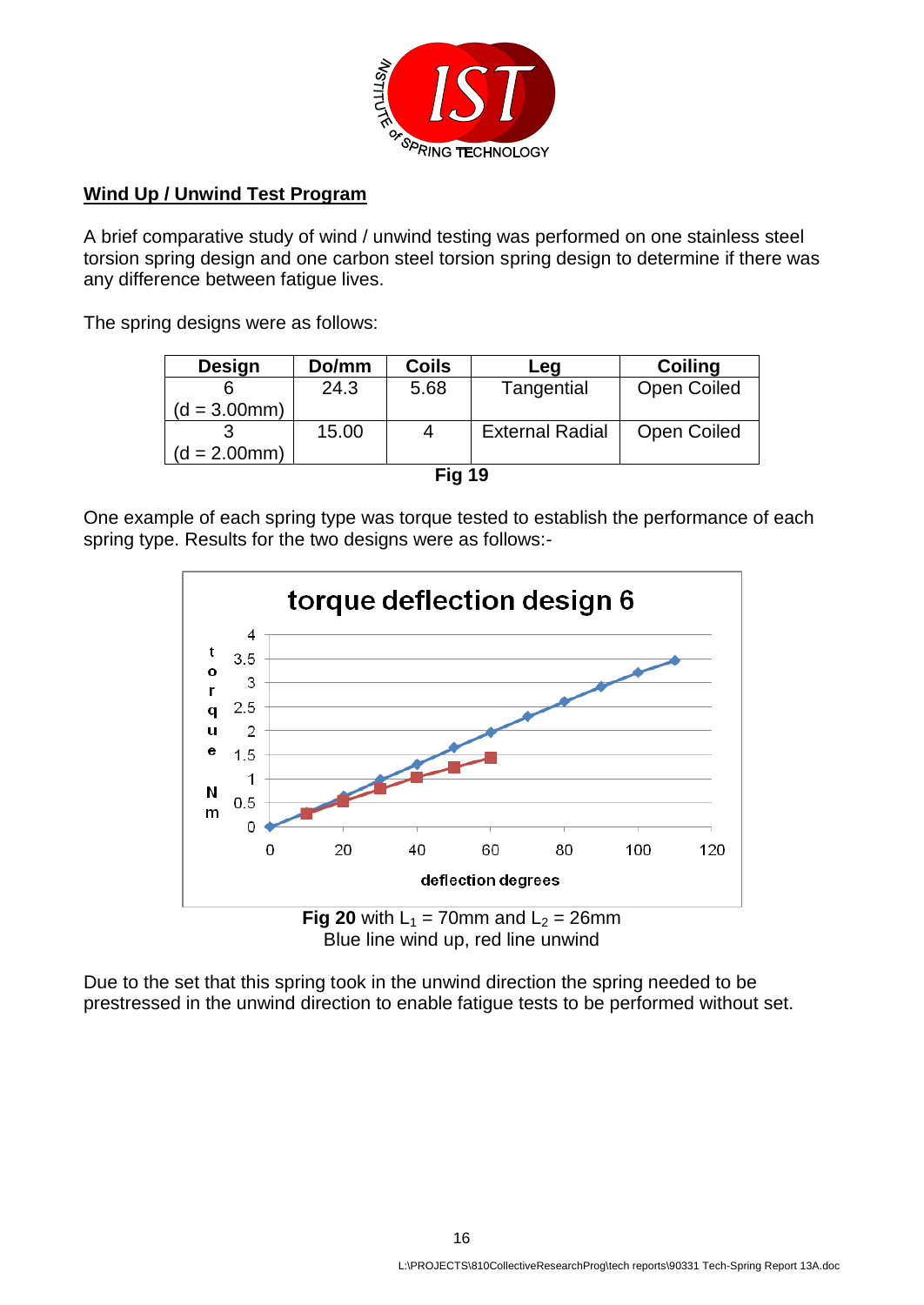**Wind Up / Unwind Test Program**

A brief comparative study of wind / unwind testing was performed on one stainless steel torsion spring design and one carbon steel torsion spring design to determine if there was any difference between fatigue lives.

The spring designs were as follows:

| Design | Do/mm | Coils | Leg | Coiling |
|---|---|---|---|---|
| 6 (d = 3.00mm) | 24.3 | 5.68 | Tangential | Open Coiled |
| 3 (d = 2.00mm) | 15.00 | 4 | External Radial | Open Coiled |

**Fig 19**

One example of each spring type was torque tested to establish the performance of each spring type. Results for the two designs were as follows:-

**Fig 20** with $L_1$ = 70mm and $L_2$ = 26mm
Blue line wind up, red line unwind

Due to the set that this spring took in the unwind direction the spring needed to be prestressed in the unwind direction to enable fatigue tests to be performed without set.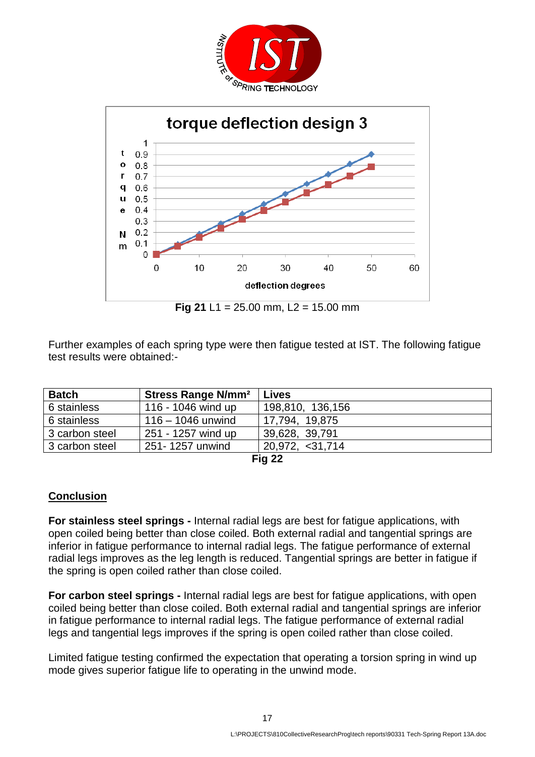**Fig 21** L1 = 25.00 mm, L2 = 15.00 mm

Further examples of each spring type were then fatigue tested at IST. The following fatigue test results were obtained:-

| Batch | Stress Range N/mm² | Lives |
|---|---|---|
| 6 stainless | 116 - 1046 wind up | 198,810, 136,156 |
| 6 stainless | 116 – 1046 unwind | 17,794, 19,875 |
| 3 carbon steel | 251 - 1257 wind up | 39,628, 39,791 |
| 3 carbon steel | 251- 1257 unwind | 20,972, <31,714 |

**Fig 22**

## Conclusion

**For stainless steel springs -** Internal radial legs are best for fatigue applications, with open coiled being better than close coiled. Both external radial and tangential springs are inferior in fatigue performance to internal radial legs. The fatigue performance of external radial legs improves as the leg length is reduced. Tangential springs are better in fatigue if the spring is open coiled rather than close coiled.

**For carbon steel springs -** Internal radial legs are best for fatigue applications, with open coiled being better than close coiled. Both external radial and tangential springs are inferior in fatigue performance to internal radial legs. The fatigue performance of external radial legs and tangential legs improves if the spring is open coiled rather than close coiled.

Limited fatigue testing confirmed the expectation that operating a torsion spring in wind up mode gives superior fatigue life to operating in the unwind mode.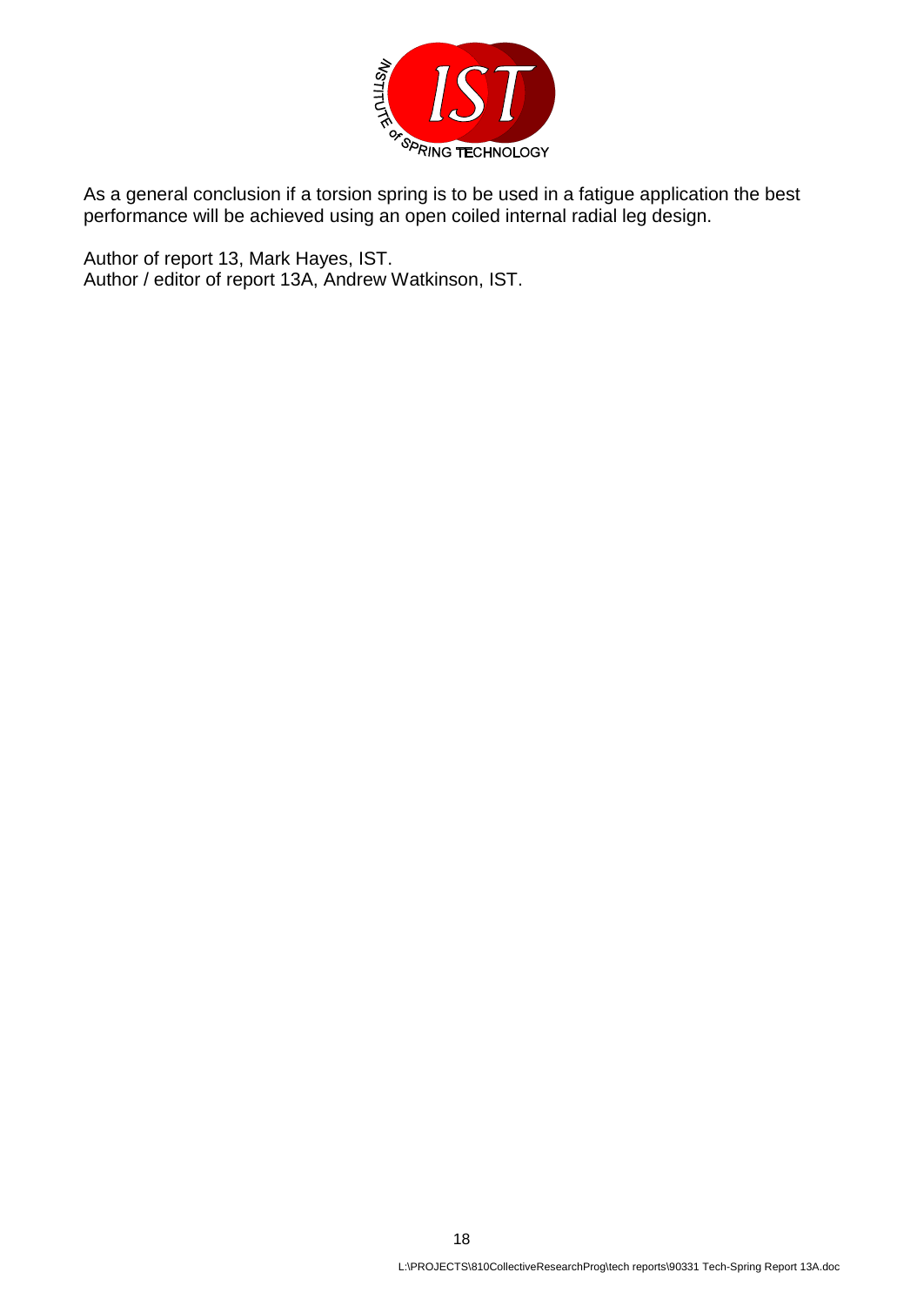As a general conclusion if a torsion spring is to be used in a fatigue application the best performance will be achieved using an open coiled internal radial leg design.

Author of report 13, Mark Hayes, IST.
Author / editor of report 13A, Andrew Watkinson, IST.